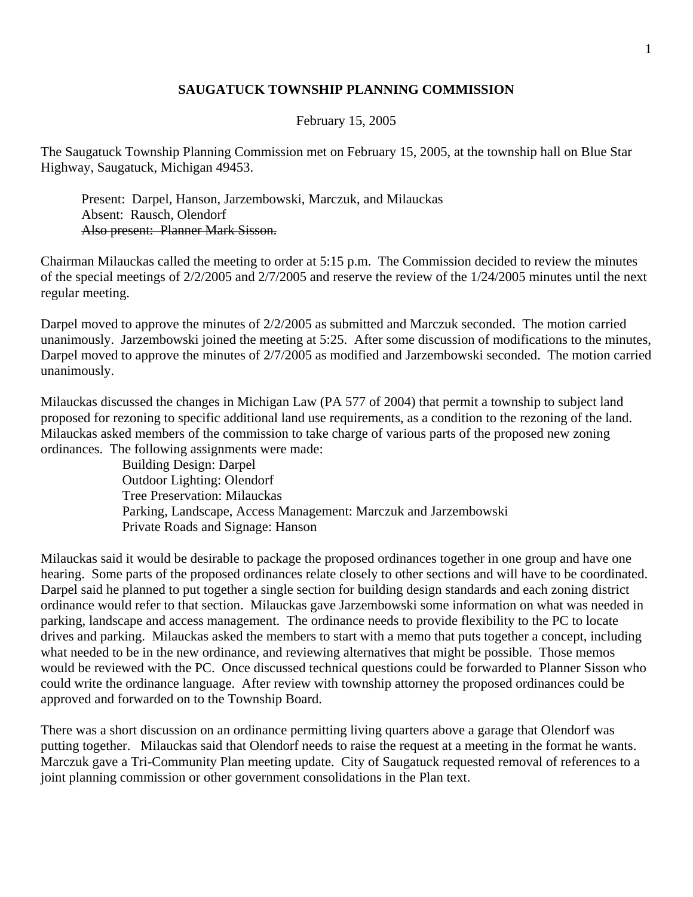**SAUGATUCK TOWNSHIP PLANNING COMMISSION**

February 15, 2005

The Saugatuck Township Planning Commission met on February 15, 2005, at the township hall on Blue Star Highway, Saugatuck, Michigan 49453.

Present: Darpel, Hanson, Jarzembowski, Marczuk, and Milauckas
Absent: Rausch, Olendorf
~~Also present: Planner Mark Sisson.~~

Chairman Milauckas called the meeting to order at 5:15 p.m. The Commission decided to review the minutes of the special meetings of 2/2/2005 and 2/7/2005 and reserve the review of the 1/24/2005 minutes until the next regular meeting.

Darpel moved to approve the minutes of 2/2/2005 as submitted and Marczuk seconded. The motion carried unanimously. Jarzembowski joined the meeting at 5:25. After some discussion of modifications to the minutes, Darpel moved to approve the minutes of 2/7/2005 as modified and Jarzembowski seconded. The motion carried unanimously.

Milauckas discussed the changes in Michigan Law (PA 577 of 2004) that permit a township to subject land proposed for rezoning to specific additional land use requirements, as a condition to the rezoning of the land. Milauckas asked members of the commission to take charge of various parts of the proposed new zoning ordinances. The following assignments were made:

Building Design: Darpel
Outdoor Lighting: Olendorf
Tree Preservation: Milauckas
Parking, Landscape, Access Management: Marczuk and Jarzembowski
Private Roads and Signage: Hanson

Milauckas said it would be desirable to package the proposed ordinances together in one group and have one hearing. Some parts of the proposed ordinances relate closely to other sections and will have to be coordinated. Darpel said he planned to put together a single section for building design standards and each zoning district ordinance would refer to that section. Milauckas gave Jarzembowski some information on what was needed in parking, landscape and access management. The ordinance needs to provide flexibility to the PC to locate drives and parking. Milauckas asked the members to start with a memo that puts together a concept, including what needed to be in the new ordinance, and reviewing alternatives that might be possible. Those memos would be reviewed with the PC. Once discussed technical questions could be forwarded to Planner Sisson who could write the ordinance language. After review with township attorney the proposed ordinances could be approved and forwarded on to the Township Board.

There was a short discussion on an ordinance permitting living quarters above a garage that Olendorf was putting together. Milauckas said that Olendorf needs to raise the request at a meeting in the format he wants. Marczuk gave a Tri-Community Plan meeting update. City of Saugatuck requested removal of references to a joint planning commission or other government consolidations in the Plan text.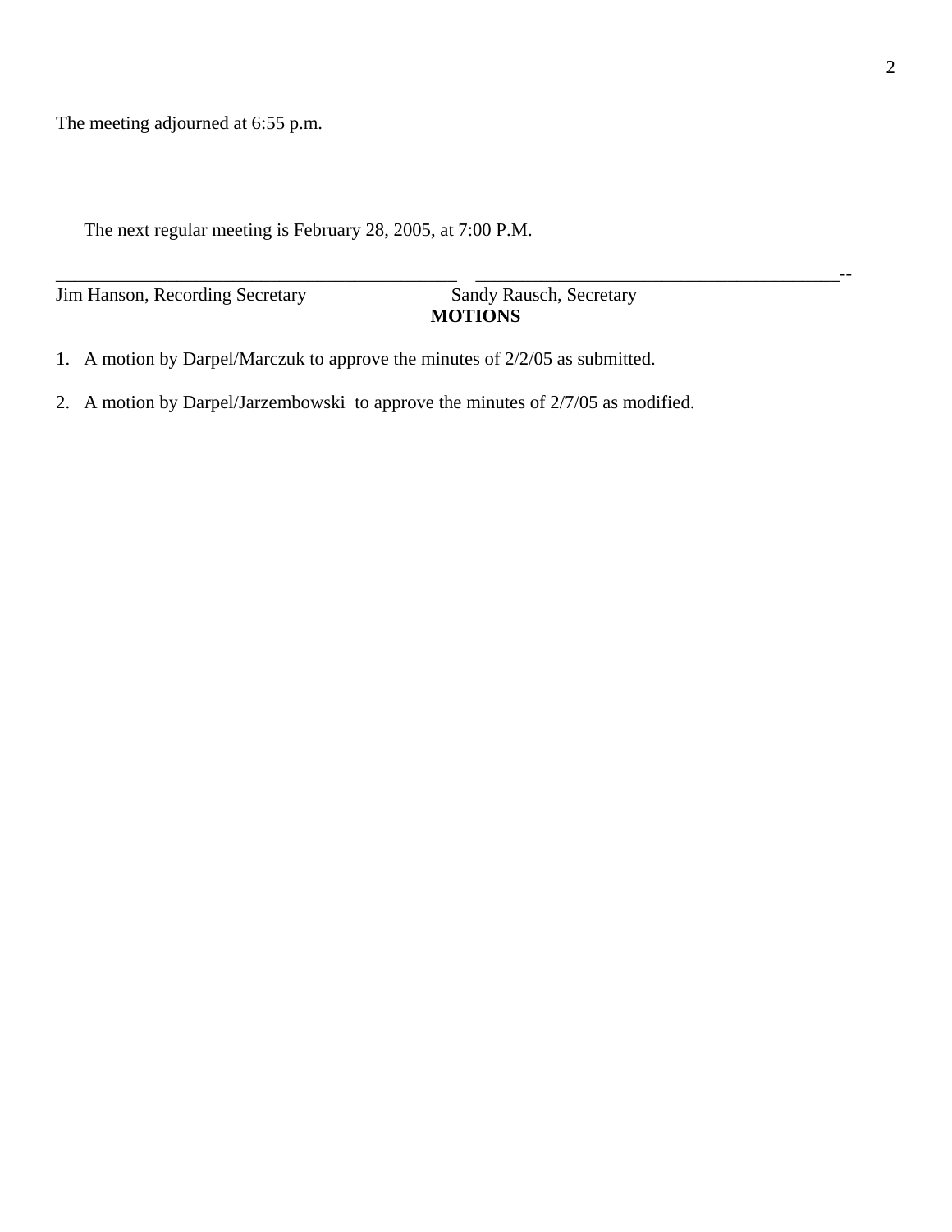The meeting adjourned at 6:55 p.m.

The next regular meeting is February 28, 2005, at 7:00 P.M.

\_\_\_\_\_\_\_\_\_\_\_\_\_\_\_\_\_\_\_\_\_\_\_\_\_\_\_\_\_\_\_\_\_\_\_\_\_\_\_\_\_\_\_\_\_ \_\_\_\_\_\_\_\_\_\_\_\_\_\_\_\_\_\_\_\_\_\_\_\_\_\_\_\_\_\_\_\_\_\_\_\_\_\_\_\_--

Jim Hanson, Recording Secretary Sandy Rausch, Secretary

**MOTIONS**

1. A motion by Darpel/Marczuk to approve the minutes of 2/2/05 as submitted.

2. A motion by Darpel/Jarzembowski to approve the minutes of 2/7/05 as modified.